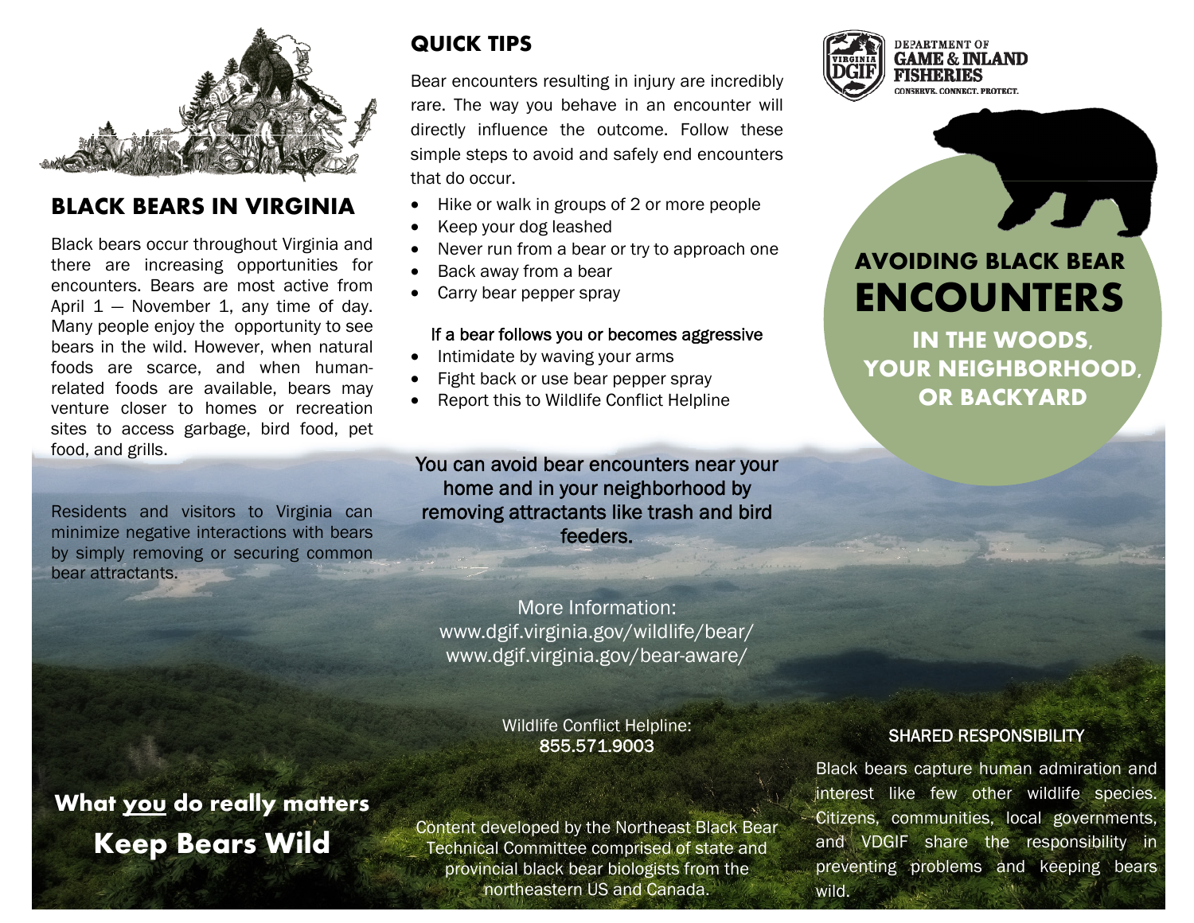## BLACK BEARS IN VIRGINIA

Black bears occur throughout Virginia and there are increasing opportunities for encounters. Bears are most active from April 1 — November 1, any time of day. Many people enjoy the opportunity to see bears in the wild. However, when natural foods are scarce, and when human-related foods are available, bears may venture closer to homes or recreation sites to access garbage, bird food, pet food, and grills.

Residents and visitors to Virginia can minimize negative interactions with bears by simply removing or securing common bear attractants.

**What you do really matters**

**Keep Bears Wild**

## QUICK TIPS

Bear encounters resulting in injury are incredibly rare. The way you behave in an encounter will directly influence the outcome. Follow these simple steps to avoid and safely end encounters that do occur.

- Hike or walk in groups of 2 or more people
- Keep your dog leashed
- Never run from a bear or try to approach one
- Back away from a bear
- Carry bear pepper spray

If a bear follows you or becomes aggressive

- Intimidate by waving your arms
- Fight back or use bear pepper spray
- Report this to Wildlife Conflict Helpline

You can avoid bear encounters near your home and in your neighborhood by removing attractants like trash and bird feeders.

More Information:
www.dgif.virginia.gov/wildlife/bear/
www.dgif.virginia.gov/bear-aware/

Wildlife Conflict Helpline:
855.571.9003

Content developed by the Northeast Black Bear Technical Committee comprised of state and provincial black bear biologists from the northeastern US and Canada.

DEPARTMENT OF GAME & INLAND FISHERIES
CONSERVE. CONNECT. PROTECT.

# AVOIDING BLACK BEAR ENCOUNTERS

### IN THE WOODS, YOUR NEIGHBORHOOD, OR BACKYARD

### SHARED RESPONSIBILITY

Black bears capture human admiration and interest like few other wildlife species. Citizens, communities, local governments, and VDGIF share the responsibility in preventing problems and keeping bears wild.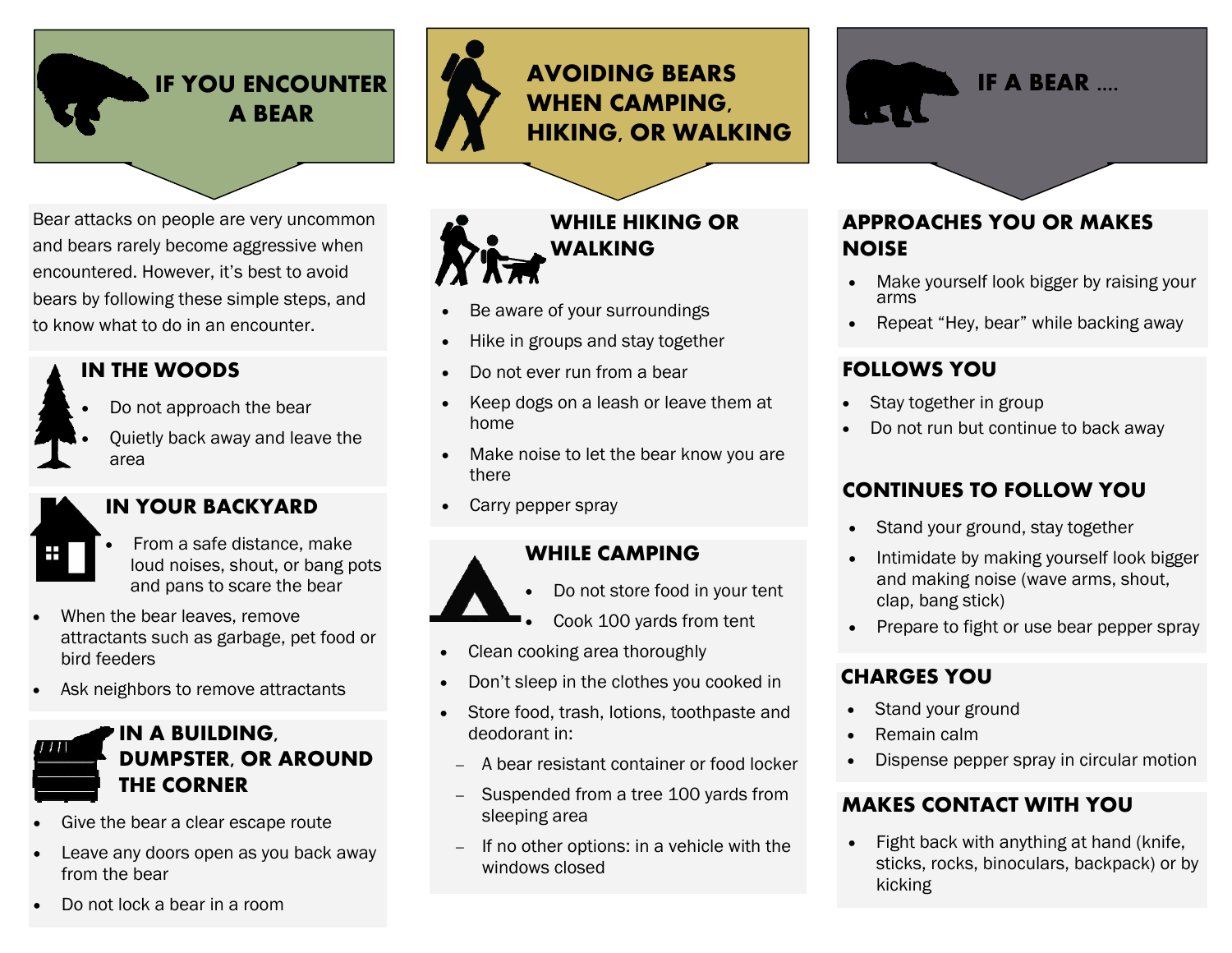## IF YOU ENCOUNTER A BEAR

Bear attacks on people are very uncommon and bears rarely become aggressive when encountered. However, it's best to avoid bears by following these simple steps, and to know what to do in an encounter.

### IN THE WOODS

- Do not approach the bear
- Quietly back away and leave the area

### IN YOUR BACKYARD

- From a safe distance, make loud noises, shout, or bang pots and pans to scare the bear
- When the bear leaves, remove attractants such as garbage, pet food or bird feeders
- Ask neighbors to remove attractants

### IN A BUILDING, DUMPSTER, OR AROUND THE CORNER

- Give the bear a clear escape route
- Leave any doors open as you back away from the bear
- Do not lock a bear in a room

## AVOIDING BEARS WHEN CAMPING, HIKING, OR WALKING

### WHILE HIKING OR WALKING

- Be aware of your surroundings
- Hike in groups and stay together
- Do not ever run from a bear
- Keep dogs on a leash or leave them at home
- Make noise to let the bear know you are there
- Carry pepper spray

### WHILE CAMPING

- Do not store food in your tent
- Cook 100 yards from tent
- Clean cooking area thoroughly
- Don't sleep in the clothes you cooked in
- Store food, trash, lotions, toothpaste and deodorant in:
  - A bear resistant container or food locker
  - Suspended from a tree 100 yards from sleeping area
  - If no other options: in a vehicle with the windows closed

## IF A BEAR ....

### APPROACHES YOU OR MAKES NOISE

- Make yourself look bigger by raising your arms
- Repeat "Hey, bear" while backing away

### FOLLOWS YOU

- Stay together in group
- Do not run but continue to back away

### CONTINUES TO FOLLOW YOU

- Stand your ground, stay together
- Intimidate by making yourself look bigger and making noise (wave arms, shout, clap, bang stick)
- Prepare to fight or use bear pepper spray

### CHARGES YOU

- Stand your ground
- Remain calm
- Dispense pepper spray in circular motion

### MAKES CONTACT WITH YOU

- Fight back with anything at hand (knife, sticks, rocks, binoculars, backpack) or by kicking